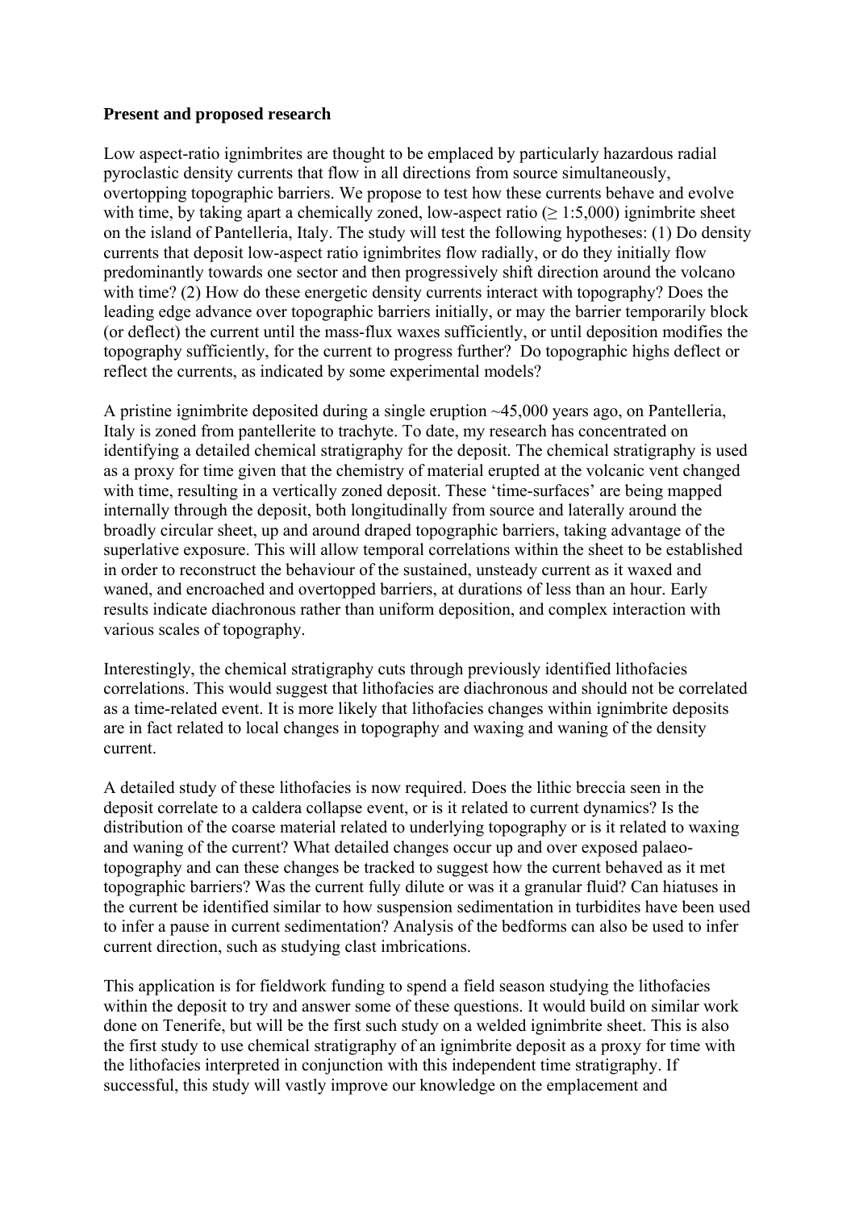**Present and proposed research**

Low aspect-ratio ignimbrites are thought to be emplaced by particularly hazardous radial pyroclastic density currents that flow in all directions from source simultaneously, overtopping topographic barriers. We propose to test how these currents behave and evolve with time, by taking apart a chemically zoned, low-aspect ratio (≥ 1:5,000) ignimbrite sheet on the island of Pantelleria, Italy. The study will test the following hypotheses: (1) Do density currents that deposit low-aspect ratio ignimbrites flow radially, or do they initially flow predominantly towards one sector and then progressively shift direction around the volcano with time? (2) How do these energetic density currents interact with topography? Does the leading edge advance over topographic barriers initially, or may the barrier temporarily block (or deflect) the current until the mass-flux waxes sufficiently, or until deposition modifies the topography sufficiently, for the current to progress further? Do topographic highs deflect or reflect the currents, as indicated by some experimental models?

A pristine ignimbrite deposited during a single eruption ~45,000 years ago, on Pantelleria, Italy is zoned from pantellerite to trachyte. To date, my research has concentrated on identifying a detailed chemical stratigraphy for the deposit. The chemical stratigraphy is used as a proxy for time given that the chemistry of material erupted at the volcanic vent changed with time, resulting in a vertically zoned deposit. These 'time-surfaces' are being mapped internally through the deposit, both longitudinally from source and laterally around the broadly circular sheet, up and around draped topographic barriers, taking advantage of the superlative exposure. This will allow temporal correlations within the sheet to be established in order to reconstruct the behaviour of the sustained, unsteady current as it waxed and waned, and encroached and overtopped barriers, at durations of less than an hour. Early results indicate diachronous rather than uniform deposition, and complex interaction with various scales of topography.

Interestingly, the chemical stratigraphy cuts through previously identified lithofacies correlations. This would suggest that lithofacies are diachronous and should not be correlated as a time-related event. It is more likely that lithofacies changes within ignimbrite deposits are in fact related to local changes in topography and waxing and waning of the density current.

A detailed study of these lithofacies is now required. Does the lithic breccia seen in the deposit correlate to a caldera collapse event, or is it related to current dynamics? Is the distribution of the coarse material related to underlying topography or is it related to waxing and waning of the current? What detailed changes occur up and over exposed palaeo-topography and can these changes be tracked to suggest how the current behaved as it met topographic barriers? Was the current fully dilute or was it a granular fluid? Can hiatuses in the current be identified similar to how suspension sedimentation in turbidites have been used to infer a pause in current sedimentation? Analysis of the bedforms can also be used to infer current direction, such as studying clast imbrications.

This application is for fieldwork funding to spend a field season studying the lithofacies within the deposit to try and answer some of these questions. It would build on similar work done on Tenerife, but will be the first such study on a welded ignimbrite sheet. This is also the first study to use chemical stratigraphy of an ignimbrite deposit as a proxy for time with the lithofacies interpreted in conjunction with this independent time stratigraphy. If successful, this study will vastly improve our knowledge on the emplacement and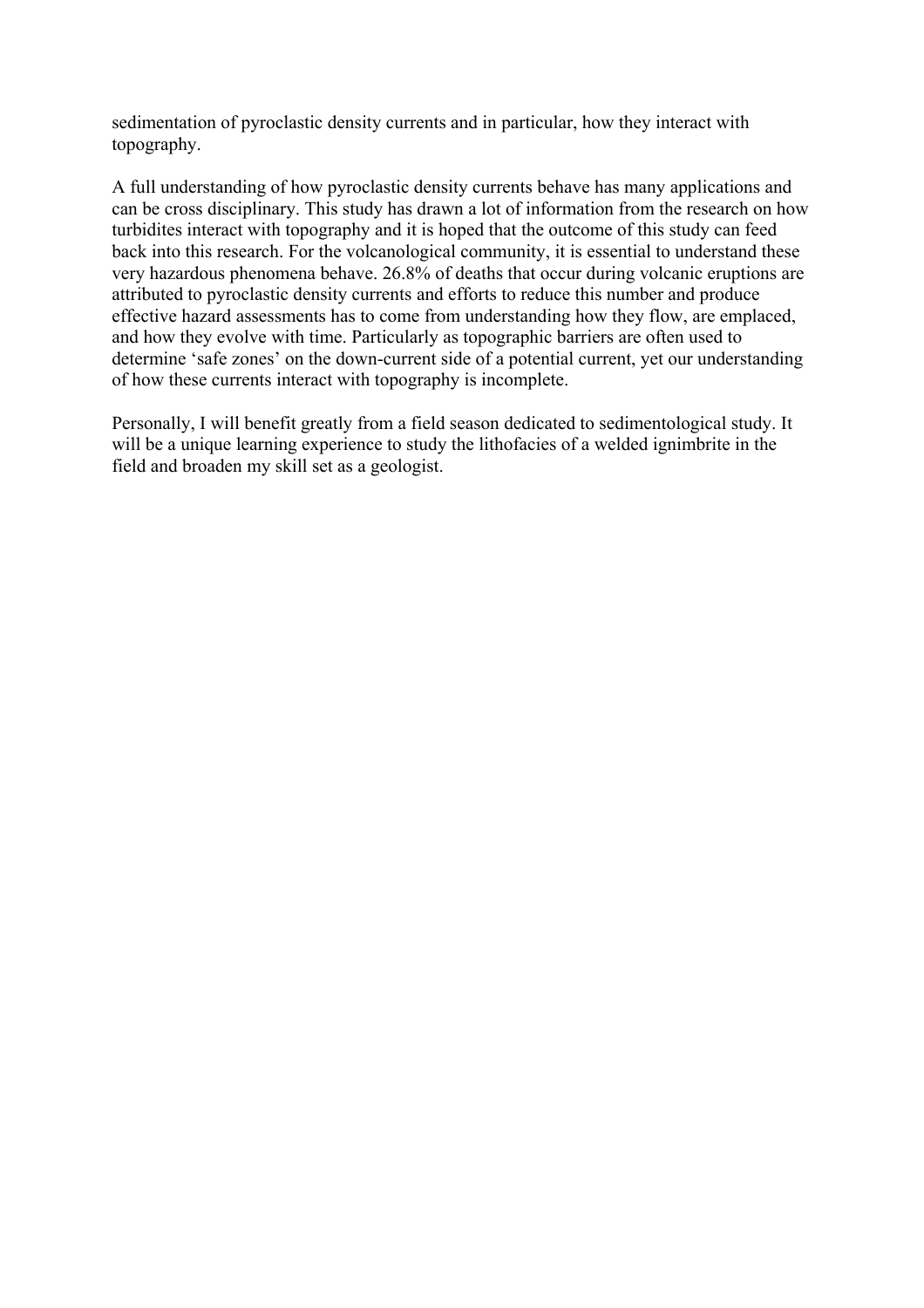sedimentation of pyroclastic density currents and in particular, how they interact with topography.

A full understanding of how pyroclastic density currents behave has many applications and can be cross disciplinary. This study has drawn a lot of information from the research on how turbidites interact with topography and it is hoped that the outcome of this study can feed back into this research. For the volcanological community, it is essential to understand these very hazardous phenomena behave. 26.8% of deaths that occur during volcanic eruptions are attributed to pyroclastic density currents and efforts to reduce this number and produce effective hazard assessments has to come from understanding how they flow, are emplaced, and how they evolve with time. Particularly as topographic barriers are often used to determine 'safe zones' on the down-current side of a potential current, yet our understanding of how these currents interact with topography is incomplete.

Personally, I will benefit greatly from a field season dedicated to sedimentological study. It will be a unique learning experience to study the lithofacies of a welded ignimbrite in the field and broaden my skill set as a geologist.